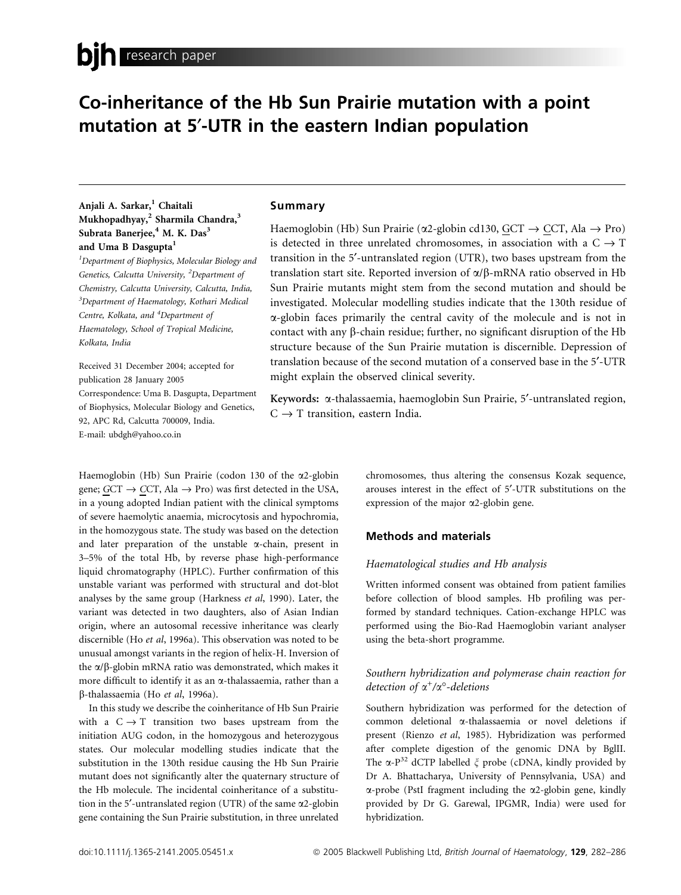bjh research paper

# Co-inheritance of the Hb Sun Prairie mutation with a point mutation at 5′-UTR in the eastern Indian population

Anjali A. Sarkar,[1] Chaitali Mukhopadhyay,[2] Sharmila Chandra,[3] Subrata Banerjee,[4] M. K. Das[3] and Uma B Dasgupta[1]

[1]Department of Biophysics, Molecular Biology and Genetics, Calcutta University, [2]Department of Chemistry, Calcutta University, Calcutta, India, [3]Department of Haematology, Kothari Medical Centre, Kolkata, and [4]Department of Haematology, School of Tropical Medicine, Kolkata, India

Received 31 December 2004; accepted for publication 28 January 2005

Correspondence: Uma B. Dasgupta, Department of Biophysics, Molecular Biology and Genetics, 92, APC Rd, Calcutta 700009, India.
E-mail: ubdgh@yahoo.co.in

## Summary

Haemoglobin (Hb) Sun Prairie (α2-globin cd130, GCT → CCT, Ala → Pro) is detected in three unrelated chromosomes, in association with a C → T transition in the 5′-untranslated region (UTR), two bases upstream from the translation start site. Reported inversion of α/β-mRNA ratio observed in Hb Sun Prairie mutants might stem from the second mutation and should be investigated. Molecular modelling studies indicate that the 130th residue of α-globin faces primarily the central cavity of the molecule and is not in contact with any β-chain residue; further, no significant disruption of the Hb structure because of the Sun Prairie mutation is discernible. Depression of translation because of the second mutation of a conserved base in the 5′-UTR might explain the observed clinical severity.

**Keywords:** α-thalassaemia, haemoglobin Sun Prairie, 5′-untranslated region, C → T transition, eastern India.

Haemoglobin (Hb) Sun Prairie (codon 130 of the α2-globin gene; GCT → CCT, Ala → Pro) was first detected in the USA, in a young adopted Indian patient with the clinical symptoms of severe haemolytic anaemia, microcytosis and hypochromia, in the homozygous state. The study was based on the detection and later preparation of the unstable α-chain, present in 3–5% of the total Hb, by reverse phase high-performance liquid chromatography (HPLC). Further confirmation of this unstable variant was performed with structural and dot-blot analyses by the same group (Harkness *et al*, 1990). Later, the variant was detected in two daughters, also of Asian Indian origin, where an autosomal recessive inheritance was clearly discernible (Ho *et al*, 1996a). This observation was noted to be unusual amongst variants in the region of helix-H. Inversion of the α/β-globin mRNA ratio was demonstrated, which makes it more difficult to identify it as an α-thalassaemia, rather than a β-thalassaemia (Ho *et al*, 1996a).

In this study we describe the coinheritance of Hb Sun Prairie with a C → T transition two bases upstream from the initiation AUG codon, in the homozygous and heterozygous states. Our molecular modelling studies indicate that the substitution in the 130th residue causing the Hb Sun Prairie mutant does not significantly alter the quaternary structure of the Hb molecule. The incidental coinheritance of a substitution in the 5′-untranslated region (UTR) of the same α2-globin gene containing the Sun Prairie substitution, in three unrelated chromosomes, thus altering the consensus Kozak sequence, arouses interest in the effect of 5′-UTR substitutions on the expression of the major α2-globin gene.

## Methods and materials

### Haematological studies and Hb analysis

Written informed consent was obtained from patient families before collection of blood samples. Hb profiling was performed by standard techniques. Cation-exchange HPLC was performed using the Bio-Rad Haemoglobin variant analyser using the beta-short programme.

### Southern hybridization and polymerase chain reaction for detection of $\alpha^+/\alpha^\circ$-deletions

Southern hybridization was performed for the detection of common deletional α-thalassaemia or novel deletions if present (Rienzo *et al*, 1985). Hybridization was performed after complete digestion of the genomic DNA by BglII. The α-$P^{32}$ dCTP labelled ξ probe (cDNA, kindly provided by Dr A. Bhattacharya, University of Pennsylvania, USA) and α-probe (PstI fragment including the α2-globin gene, kindly provided by Dr G. Garewal, IPGMR, India) were used for hybridization.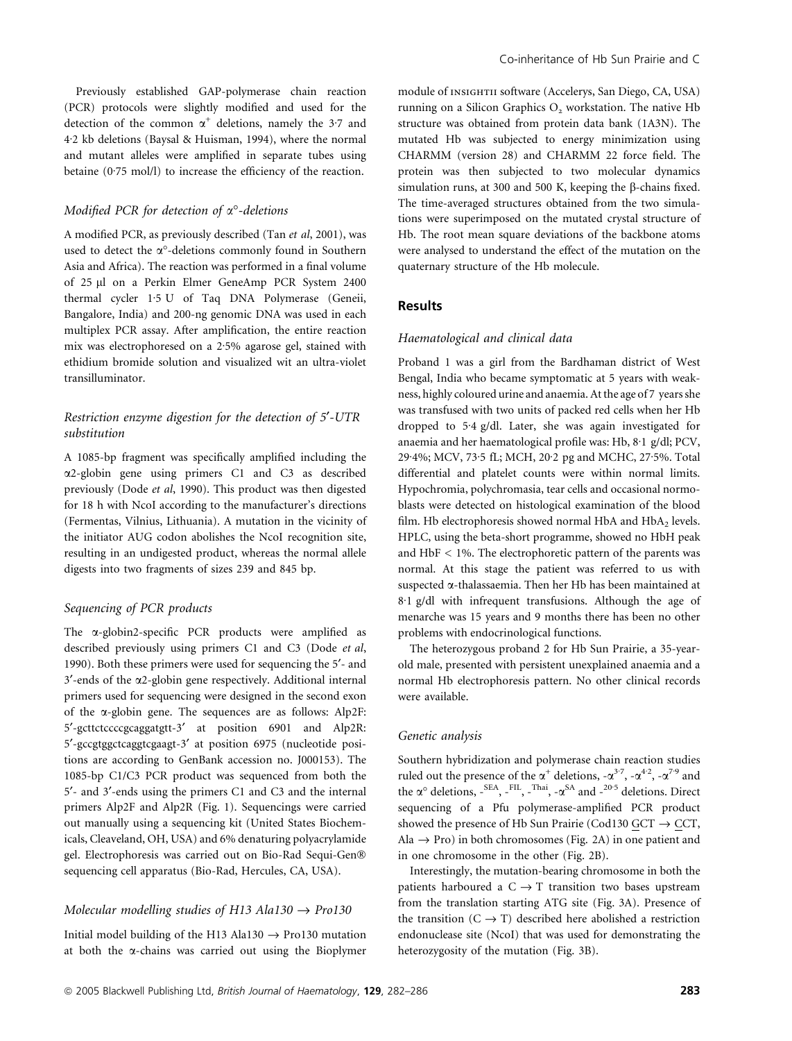Previously established GAP-polymerase chain reaction (PCR) protocols were slightly modified and used for the detection of the common $\alpha^+$ deletions, namely the 3·7 and 4·2 kb deletions (Baysal & Huisman, 1994), where the normal and mutant alleles were amplified in separate tubes using betaine (0·75 mol/l) to increase the efficiency of the reaction.

### *Modified PCR for detection of $\alpha^\circ$-deletions*

A modified PCR, as previously described (Tan *et al*, 2001), was used to detect the $\alpha^\circ$-deletions commonly found in Southern Asia and Africa). The reaction was performed in a final volume of 25 µl on a Perkin Elmer GeneAmp PCR System 2400 thermal cycler 1·5 U of Taq DNA Polymerase (Geneii, Bangalore, India) and 200-ng genomic DNA was used in each multiplex PCR assay. After amplification, the entire reaction mix was electrophoresed on a 2·5% agarose gel, stained with ethidium bromide solution and visualized wit an ultra-violet transilluminator.

### *Restriction enzyme digestion for the detection of 5′-UTR substitution*

A 1085-bp fragment was specifically amplified including the α2-globin gene using primers C1 and C3 as described previously (Dode *et al*, 1990). This product was then digested for 18 h with NcoI according to the manufacturer's directions (Fermentas, Vilnius, Lithuania). A mutation in the vicinity of the initiator AUG codon abolishes the NcoI recognition site, resulting in an undigested product, whereas the normal allele digests into two fragments of sizes 239 and 845 bp.

### *Sequencing of PCR products*

The α-globin2-specific PCR products were amplified as described previously using primers C1 and C3 (Dode *et al*, 1990). Both these primers were used for sequencing the 5′- and 3′-ends of the α2-globin gene respectively. Additional internal primers used for sequencing were designed in the second exon of the α-globin gene. The sequences are as follows: Alp2F: 5′-gcttctccccgcaggatgtt-3′ at position 6901 and Alp2R: 5′-gccgtggctcaggtcgaagt-3′ at position 6975 (nucleotide positions are according to GenBank accession no. J000153). The 1085-bp C1/C3 PCR product was sequenced from both the 5′- and 3′-ends using the primers C1 and C3 and the internal primers Alp2F and Alp2R (Fig. 1). Sequencings were carried out manually using a sequencing kit (United States Biochemicals, Cleaveland, OH, USA) and 6% denaturing polyacrylamide gel. Electrophoresis was carried out on Bio-Rad Sequi-Gen® sequencing cell apparatus (Bio-Rad, Hercules, CA, USA).

### *Molecular modelling studies of H13 Ala130 → Pro130*

Initial model building of the H13 Ala130 → Pro130 mutation at both the α-chains was carried out using the Bioplymer module of INSIGHTII software (Accelerys, San Diego, CA, USA) running on a Silicon Graphics $O_2$ workstation. The native Hb structure was obtained from protein data bank (1A3N). The mutated Hb was subjected to energy minimization using CHARMM (version 28) and CHARMM 22 force field. The protein was then subjected to two molecular dynamics simulation runs, at 300 and 500 K, keeping the β-chains fixed. The time-averaged structures obtained from the two simulations were superimposed on the mutated crystal structure of Hb. The root mean square deviations of the backbone atoms were analysed to understand the effect of the mutation on the quaternary structure of the Hb molecule.

## Results

### *Haematological and clinical data*

Proband 1 was a girl from the Bardhaman district of West Bengal, India who became symptomatic at 5 years with weakness, highly coloured urine and anaemia. At the age of 7 years she was transfused with two units of packed red cells when her Hb dropped to 5·4 g/dl. Later, she was again investigated for anaemia and her haematological profile was: Hb, 8·1 g/dl; PCV, 29·4%; MCV, 73·5 fL; MCH, 20·2 pg and MCHC, 27·5%. Total differential and platelet counts were within normal limits. Hypochromia, polychromasia, tear cells and occasional normoblasts were detected on histological examination of the blood film. Hb electrophoresis showed normal HbA and $HbA_2$ levels. HPLC, using the beta-short programme, showed no HbH peak and HbF < 1%. The electrophoretic pattern of the parents was normal. At this stage the patient was referred to us with suspected α-thalassaemia. Then her Hb has been maintained at 8·1 g/dl with infrequent transfusions. Although the age of menarche was 15 years and 9 months there has been no other problems with endocrinological functions.

The heterozygous proband 2 for Hb Sun Prairie, a 35-year-old male, presented with persistent unexplained anaemia and a normal Hb electrophoresis pattern. No other clinical records were available.

### *Genetic analysis*

Southern hybridization and polymerase chain reaction studies ruled out the presence of the $\alpha^+$ deletions, $-\alpha^{3.7}$, $-\alpha^{4.2}$, $-\alpha^{7.9}$ and the $\alpha^\circ$ deletions, $-^{SEA}$, $-^{FIL}$, $-^{Thai}$, $-\alpha^{SA}$ and $-^{20.5}$ deletions. Direct sequencing of a Pfu polymerase-amplified PCR product showed the presence of Hb Sun Prairie (Cod130 <u>G</u>CT → <u>C</u>CT, Ala → Pro) in both chromosomes (Fig. 2A) in one patient and in one chromosome in the other (Fig. 2B).

Interestingly, the mutation-bearing chromosome in both the patients harboured a C → T transition two bases upstream from the translation starting ATG site (Fig. 3A). Presence of the transition (C → T) described here abolished a restriction endonuclease site (NcoI) that was used for demonstrating the heterozygosity of the mutation (Fig. 3B).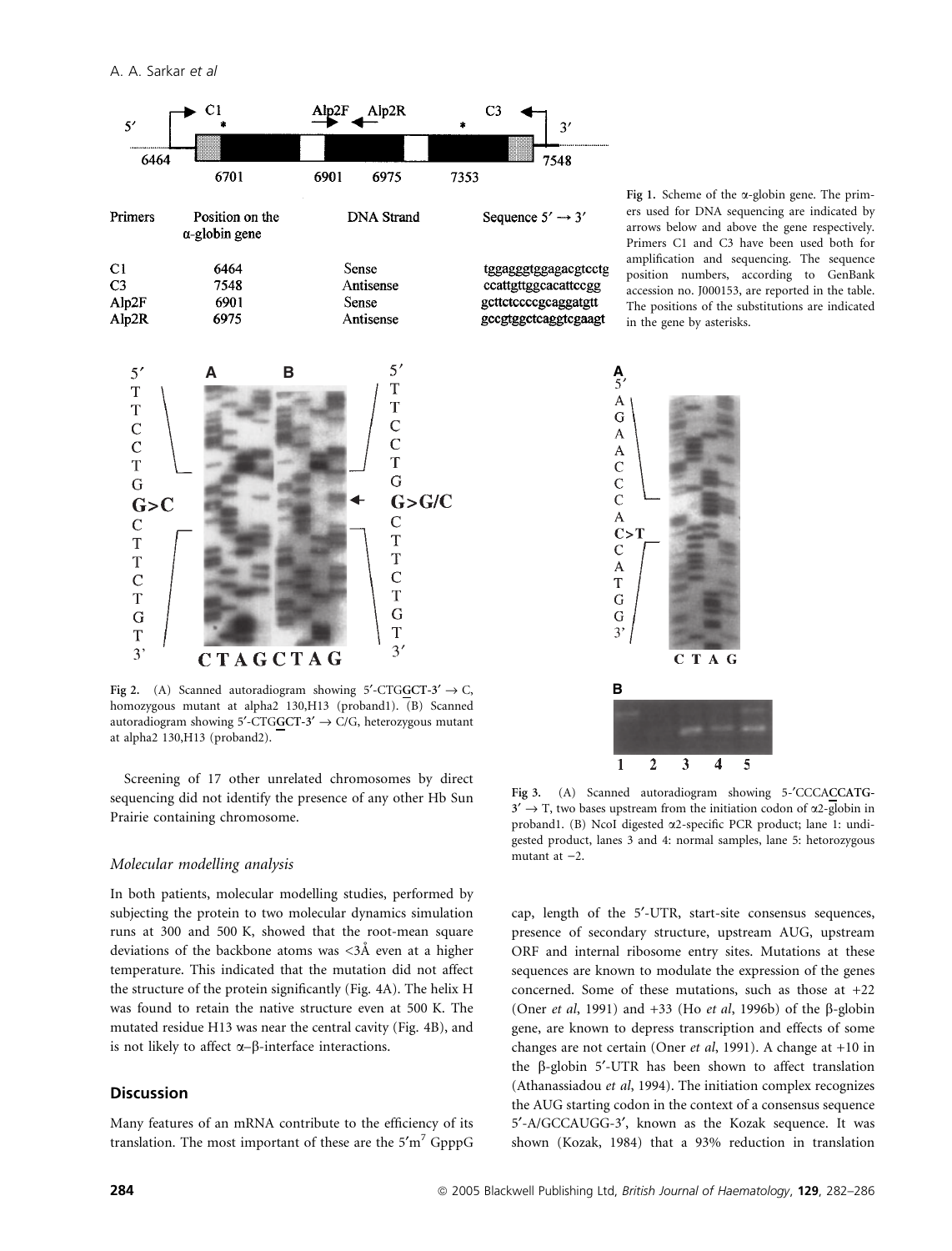| Primers | Position on the α-globin gene | DNA Strand | Sequence 5′ → 3′ |
|---|---|---|---|
| C1 | 6464 | Sense | tggagggtggagacgtcctg |
| C3 | 7548 | Antisense | ccattgttggcacattccgg |
| Alp2F | 6901 | Sense | gcttctccccgcaggatgtt |
| Alp2R | 6975 | Antisense | gccgtggctcaggtcgaagt |

**Fig 1.** Scheme of the α-globin gene. The primers used for DNA sequencing are indicated by arrows below and above the gene respectively. Primers C1 and C3 have been used both for amplification and sequencing. The sequence position numbers, according to GenBank accession no. J000153, are reported in the table. The positions of the substitutions are indicated in the gene by asterisks.

**Fig 2.** (A) Scanned autoradiogram showing 5′-CTGGCT-3′ → C, homozygous mutant at alpha2 130,H13 (proband1). (B) Scanned autoradiogram showing 5′-CTGGCT-3′ → C/G, heterozygous mutant at alpha2 130,H13 (proband2).

**Fig 3.** (A) Scanned autoradiogram showing 5-′CCCACCATG-3′ → T, two bases upstream from the initiation codon of α2-globin in proband1. (B) NcoI digested α2-specific PCR product; lane 1: undigested product, lanes 3 and 4: normal samples, lane 5: hetorozygous mutant at −2.

Screening of 17 other unrelated chromosomes by direct sequencing did not identify the presence of any other Hb Sun Prairie containing chromosome.

### *Molecular modelling analysis*

In both patients, molecular modelling studies, performed by subjecting the protein to two molecular dynamics simulation runs at 300 and 500 K, showed that the root-mean square deviations of the backbone atoms was <3Å even at a higher temperature. This indicated that the mutation did not affect the structure of the protein significantly (Fig. 4A). The helix H was found to retain the native structure even at 500 K. The mutated residue H13 was near the central cavity (Fig. 4B), and is not likely to affect α–β-interface interactions.

## Discussion

Many features of an mRNA contribute to the efficiency of its translation. The most important of these are the 5′m[7] GpppG cap, length of the 5′-UTR, start-site consensus sequences, presence of secondary structure, upstream AUG, upstream ORF and internal ribosome entry sites. Mutations at these sequences are known to modulate the expression of the genes concerned. Some of these mutations, such as those at +22 (Oner *et al*, 1991) and +33 (Ho *et al*, 1996b) of the β-globin gene, are known to depress transcription and effects of some changes are not certain (Oner *et al*, 1991). A change at +10 in the β-globin 5′-UTR has been shown to affect translation (Athanassiadou *et al*, 1994). The initiation complex recognizes the AUG starting codon in the context of a consensus sequence 5′-A/GCCAUGG-3′, known as the Kozak sequence. It was shown (Kozak, 1984) that a 93% reduction in translation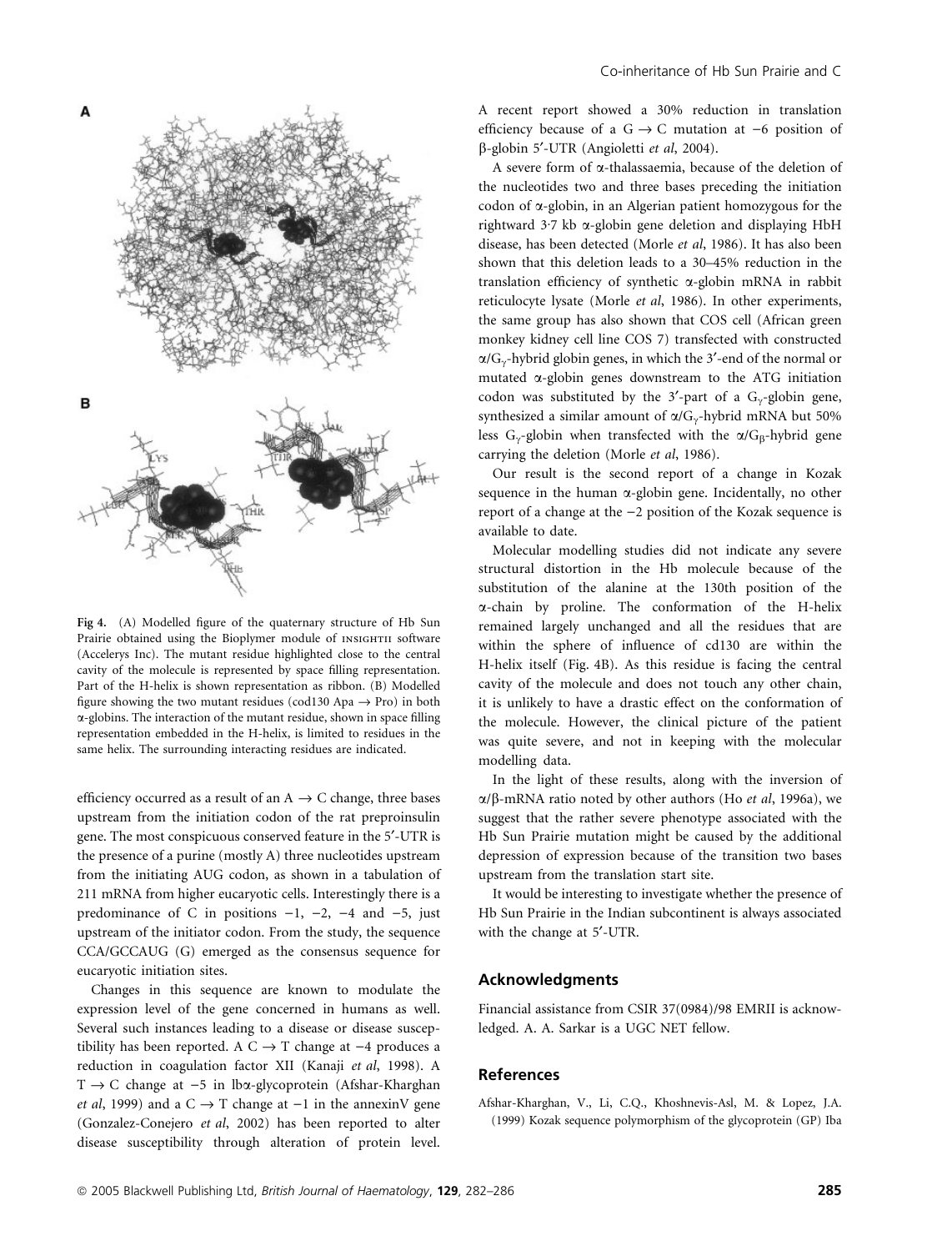**Fig 4.** (A) Modelled figure of the quaternary structure of Hb Sun Prairie obtained using the Bioplymer module of INSIGHTII software (Accelerys Inc). The mutant residue highlighted close to the central cavity of the molecule is represented by space filling representation. Part of the H-helix is shown representation as ribbon. (B) Modelled figure showing the two mutant residues (cod130 Apa → Pro) in both α-globins. The interaction of the mutant residue, shown in space filling representation embedded in the H-helix, is limited to residues in the same helix. The surrounding interacting residues are indicated.

efficiency occurred as a result of an A → C change, three bases upstream from the initiation codon of the rat preproinsulin gene. The most conspicuous conserved feature in the 5′-UTR is the presence of a purine (mostly A) three nucleotides upstream from the initiating AUG codon, as shown in a tabulation of 211 mRNA from higher eucaryotic cells. Interestingly there is a predominance of C in positions −1, −2, −4 and −5, just upstream of the initiator codon. From the study, the sequence CCA/GCCAUG (G) emerged as the consensus sequence for eucaryotic initiation sites.

Changes in this sequence are known to modulate the expression level of the gene concerned in humans as well. Several such instances leading to a disease or disease susceptibility has been reported. A C → T change at −4 produces a reduction in coagulation factor XII (Kanaji *et al*, 1998). A T → C change at −5 in Ibα-glycoprotein (Afshar-Kharghan *et al*, 1999) and a C → T change at −1 in the annexinV gene (Gonzalez-Conejero *et al*, 2002) has been reported to alter disease susceptibility through alteration of protein level. A recent report showed a 30% reduction in translation efficiency because of a G → C mutation at −6 position of β-globin 5′-UTR (Angioletti *et al*, 2004).

A severe form of α-thalassaemia, because of the deletion of the nucleotides two and three bases preceding the initiation codon of α-globin, in an Algerian patient homozygous for the rightward 3·7 kb α-globin gene deletion and displaying HbH disease, has been detected (Morle *et al*, 1986). It has also been shown that this deletion leads to a 30–45% reduction in the translation efficiency of synthetic α-globin mRNA in rabbit reticulocyte lysate (Morle *et al*, 1986). In other experiments, the same group has also shown that COS cell (African green monkey kidney cell line COS 7) transfected with constructed $\alpha/G_{\gamma}$-hybrid globin genes, in which the 3′-end of the normal or mutated α-globin genes downstream to the ATG initiation codon was substituted by the 3′-part of a $G_{\gamma}$-globin gene, synthesized a similar amount of $\alpha/G_{\gamma}$-hybrid mRNA but 50% less $G_{\gamma}$-globin when transfected with the $\alpha/G_{\beta}$-hybrid gene carrying the deletion (Morle *et al*, 1986).

Our result is the second report of a change in Kozak sequence in the human α-globin gene. Incidentally, no other report of a change at the −2 position of the Kozak sequence is available to date.

Molecular modelling studies did not indicate any severe structural distortion in the Hb molecule because of the substitution of the alanine at the 130th position of the α-chain by proline. The conformation of the H-helix remained largely unchanged and all the residues that are within the sphere of influence of cd130 are within the H-helix itself (Fig. 4B). As this residue is facing the central cavity of the molecule and does not touch any other chain, it is unlikely to have a drastic effect on the conformation of the molecule. However, the clinical picture of the patient was quite severe, and not in keeping with the molecular modelling data.

In the light of these results, along with the inversion of α/β-mRNA ratio noted by other authors (Ho *et al*, 1996a), we suggest that the rather severe phenotype associated with the Hb Sun Prairie mutation might be caused by the additional depression of expression because of the transition two bases upstream from the translation start site.

It would be interesting to investigate whether the presence of Hb Sun Prairie in the Indian subcontinent is always associated with the change at 5′-UTR.

## Acknowledgments

Financial assistance from CSIR 37(0984)/98 EMRII is acknowledged. A. A. Sarkar is a UGC NET fellow.

## References

Afshar-Kharghan, V., Li, C.Q., Khoshnevis-Asl, M. & Lopez, J.A. (1999) Kozak sequence polymorphism of the glycoprotein (GP) Ibα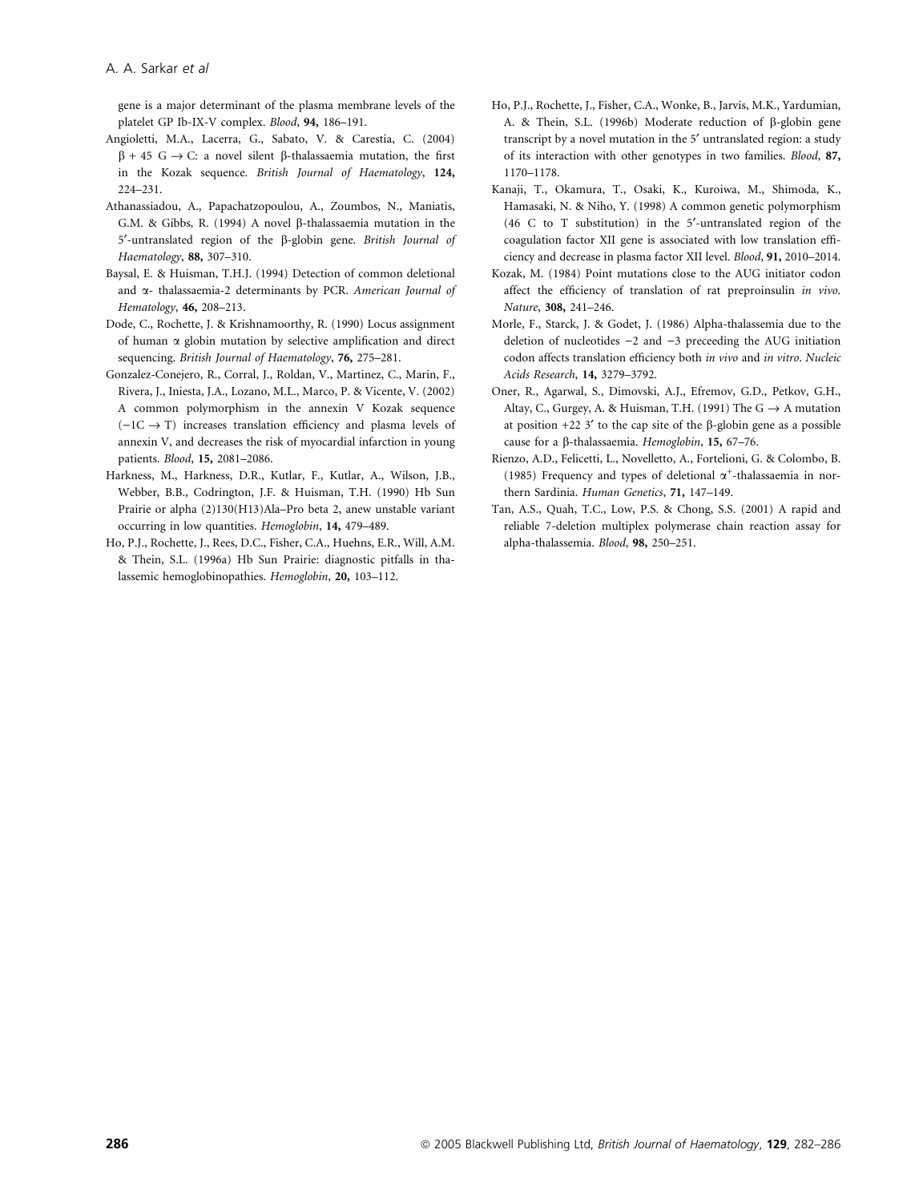gene is a major determinant of the plasma membrane levels of the platelet GP Ib-IX-V complex. *Blood*, **94,** 186–191.

Angioletti, M.A., Lacerra, G., Sabato, V. & Carestia, C. (2004) β + 45 G → C: a novel silent β-thalassaemia mutation, the first in the Kozak sequence. *British Journal of Haematology*, **124,** 224–231.

Athanassiadou, A., Papachatzopoulou, A., Zoumbos, N., Maniatis, G.M. & Gibbs, R. (1994) A novel β-thalassaemia mutation in the 5′-untranslated region of the β-globin gene. *British Journal of Haematology*, **88,** 307–310.

Baysal, E. & Huisman, T.H.J. (1994) Detection of common deletional and α- thalassaemia-2 determinants by PCR. *American Journal of Hematology*, **46,** 208–213.

Dode, C., Rochette, J. & Krishnamoorthy, R. (1990) Locus assignment of human α globin mutation by selective amplification and direct sequencing. *British Journal of Haematology*, **76,** 275–281.

Gonzalez-Conejero, R., Corral, J., Roldan, V., Martinez, C., Marin, F., Rivera, J., Iniesta, J.A., Lozano, M.L., Marco, P. & Vicente, V. (2002) A common polymorphism in the annexin V Kozak sequence (−1C → T) increases translation efficiency and plasma levels of annexin V, and decreases the risk of myocardial infarction in young patients. *Blood*, **15,** 2081–2086.

Harkness, M., Harkness, D.R., Kutlar, F., Kutlar, A., Wilson, J.B., Webber, B.B., Codrington, J.F. & Huisman, T.H. (1990) Hb Sun Prairie or alpha (2)130(H13)Ala–Pro beta 2, anew unstable variant occurring in low quantities. *Hemoglobin*, **14,** 479–489.

Ho, P.J., Rochette, J., Rees, D.C., Fisher, C.A., Huehns, E.R., Will, A.M. & Thein, S.L. (1996a) Hb Sun Prairie: diagnostic pitfalls in thalassemic hemoglobinopathies. *Hemoglobin*, **20,** 103–112.

Ho, P.J., Rochette, J., Fisher, C.A., Wonke, B., Jarvis, M.K., Yardumian, A. & Thein, S.L. (1996b) Moderate reduction of β-globin gene transcript by a novel mutation in the 5′ untranslated region: a study of its interaction with other genotypes in two families. *Blood*, **87,** 1170–1178.

Kanaji, T., Okamura, T., Osaki, K., Kuroiwa, M., Shimoda, K., Hamasaki, N. & Niho, Y. (1998) A common genetic polymorphism (46 C to T substitution) in the 5′-untranslated region of the coagulation factor XII gene is associated with low translation efficiency and decrease in plasma factor XII level. *Blood*, **91,** 2010–2014.

Kozak, M. (1984) Point mutations close to the AUG initiator codon affect the efficiency of translation of rat preproinsulin *in vivo*. *Nature*, **308,** 241–246.

Morle, F., Starck, J. & Godet, J. (1986) Alpha-thalassemia due to the deletion of nucleotides −2 and −3 preceeding the AUG initiation codon affects translation efficiency both *in vivo* and *in vitro*. *Nucleic Acids Research*, **14,** 3279–3792.

Oner, R., Agarwal, S., Dimovski, A.J., Efremov, G.D., Petkov, G.H., Altay, C., Gurgey, A. & Huisman, T.H. (1991) The G → A mutation at position +22 3′ to the cap site of the β-globin gene as a possible cause for a β-thalassaemia. *Hemoglobin*, **15,** 67–76.

Rienzo, A.D., Felicetti, L., Novelletto, A., Fortelioni, G. & Colombo, B. (1985) Frequency and types of deletional $\alpha^+$-thalassaemia in northern Sardinia. *Human Genetics*, **71,** 147–149.

Tan, A.S., Quah, T.C., Low, P.S. & Chong, S.S. (2001) A rapid and reliable 7-deletion multiplex polymerase chain reaction assay for alpha-thalassemia. *Blood*, **98,** 250–251.